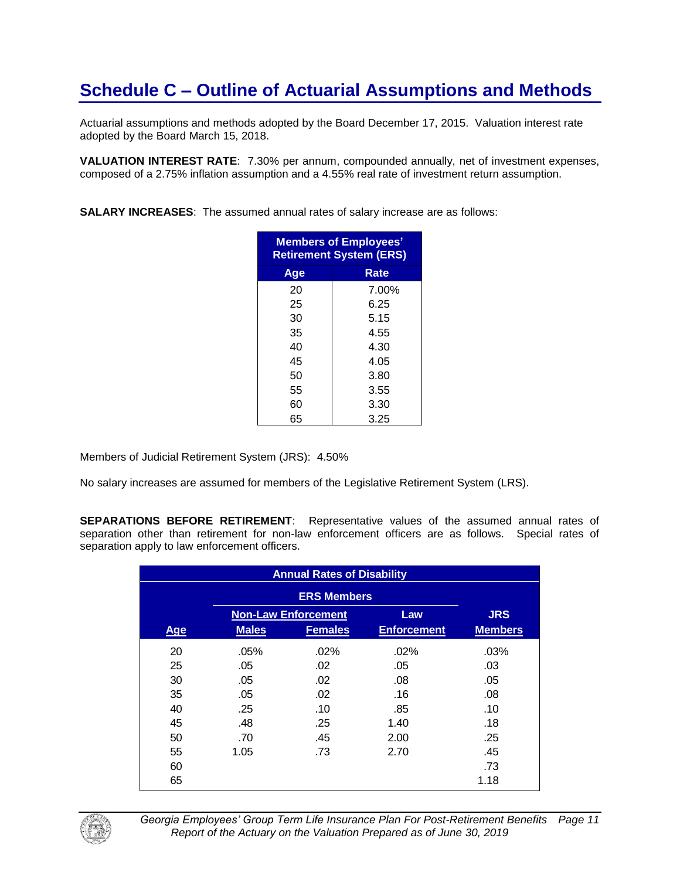# Schedule C – Outline of Actuarial Assumptions and Methods

Actuarial assumptions and methods adopted by the Board December 17, 2015. Valuation interest rate adopted by the Board March 15, 2018.

**VALUATION INTEREST RATE**: 7.30% per annum, compounded annually, net of investment expenses, composed of a 2.75% inflation assumption and a 4.55% real rate of investment return assumption.

**SALARY INCREASES**: The assumed annual rates of salary increase are as follows:

| Members of Employees' Retirement System (ERS) | |
|---|---|
| **Age** | **Rate** |
| 20 | 7.00% |
| 25 | 6.25 |
| 30 | 5.15 |
| 35 | 4.55 |
| 40 | 4.30 |
| 45 | 4.05 |
| 50 | 3.80 |
| 55 | 3.55 |
| 60 | 3.30 |
| 65 | 3.25 |

Members of Judicial Retirement System (JRS): 4.50%

No salary increases are assumed for members of the Legislative Retirement System (LRS).

**SEPARATIONS BEFORE RETIREMENT**: Representative values of the assumed annual rates of separation other than retirement for non-law enforcement officers are as follows. Special rates of separation apply to law enforcement officers.

| Annual Rates of Disability | | | | |
|---|---|---|---|---|
| | ERS Members | | | |
| | Non-Law Enforcement | | Law | JRS |
| Age | Males | Females | Enforcement | Members |
| 20 | .05% | .02% | .02% | .03% |
| 25 | .05 | .02 | .05 | .03 |
| 30 | .05 | .02 | .08 | .05 |
| 35 | .05 | .02 | .16 | .08 |
| 40 | .25 | .10 | .85 | .10 |
| 45 | .48 | .25 | 1.40 | .18 |
| 50 | .70 | .45 | 2.00 | .25 |
| 55 | 1.05 | .73 | 2.70 | .45 |
| 60 | | | | .73 |
| 65 | | | | 1.18 |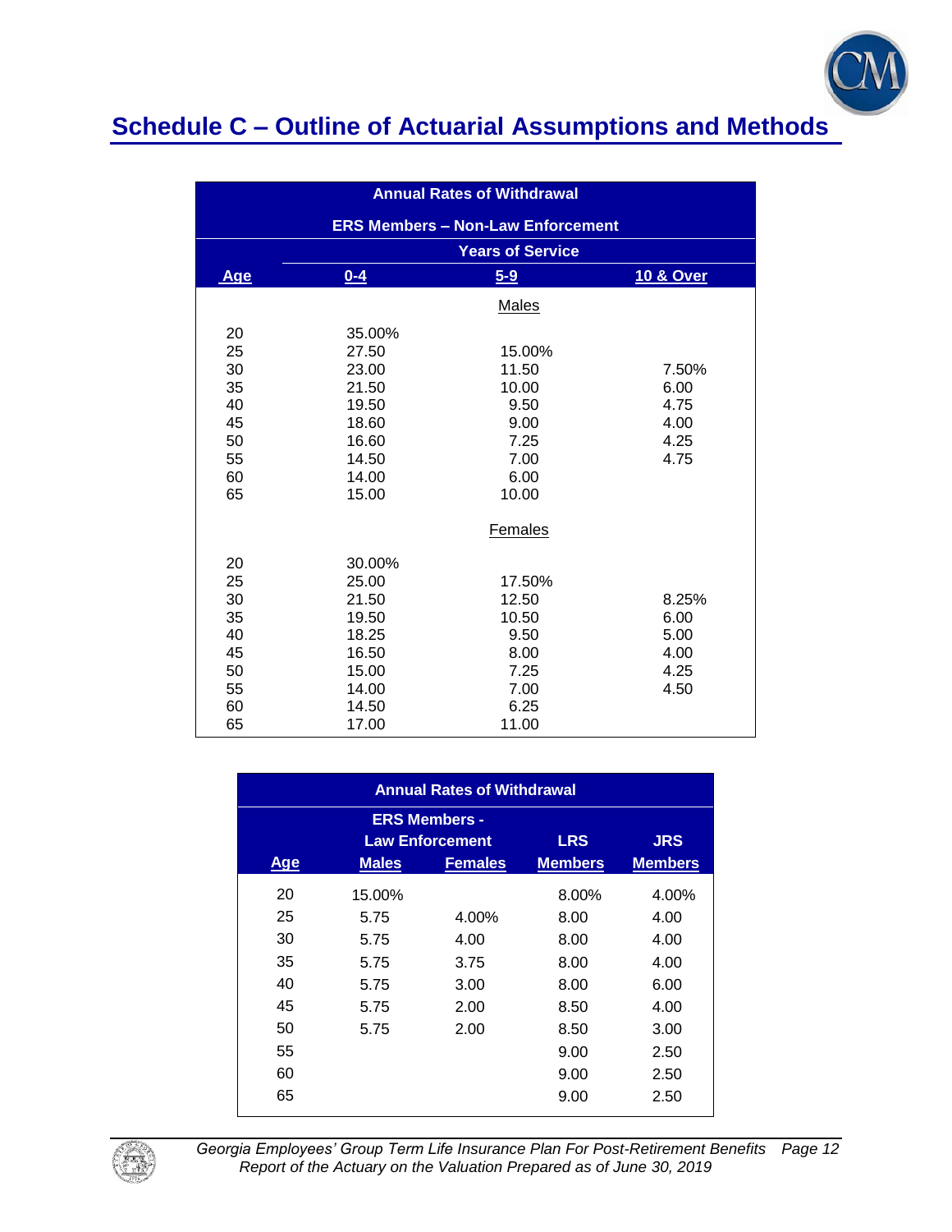## Schedule C – Outline of Actuarial Assumptions and Methods

| Annual Rates of Withdrawal | | | |
|---|---|---|---|
| **ERS Members – Non-Law Enforcement** | | | |
| | **Years of Service** | | |
| **Age** | **0-4** | **5-9** | **10 & Over** |
| | | Males | |
| 20 | 35.00% | | |
| 25 | 27.50 | 15.00% | |
| 30 | 23.00 | 11.50 | 7.50% |
| 35 | 21.50 | 10.00 | 6.00 |
| 40 | 19.50 | 9.50 | 4.75 |
| 45 | 18.60 | 9.00 | 4.00 |
| 50 | 16.60 | 7.25 | 4.25 |
| 55 | 14.50 | 7.00 | 4.75 |
| 60 | 14.00 | 6.00 | |
| 65 | 15.00 | 10.00 | |
| | | Females | |
| 20 | 30.00% | | |
| 25 | 25.00 | 17.50% | |
| 30 | 21.50 | 12.50 | 8.25% |
| 35 | 19.50 | 10.50 | 6.00 |
| 40 | 18.25 | 9.50 | 5.00 |
| 45 | 16.50 | 8.00 | 4.00 |
| 50 | 15.00 | 7.25 | 4.25 |
| 55 | 14.00 | 7.00 | 4.50 |
| 60 | 14.50 | 6.25 | |
| 65 | 17.00 | 11.00 | |

| Annual Rates of Withdrawal | | | | |
|---|---|---|---|---|
| | **ERS Members - Law Enforcement** | | **LRS** | **JRS** |
| **Age** | **Males** | **Females** | **Members** | **Members** |
| 20 | 15.00% | | 8.00% | 4.00% |
| 25 | 5.75 | 4.00% | 8.00 | 4.00 |
| 30 | 5.75 | 4.00 | 8.00 | 4.00 |
| 35 | 5.75 | 3.75 | 8.00 | 4.00 |
| 40 | 5.75 | 3.00 | 8.00 | 6.00 |
| 45 | 5.75 | 2.00 | 8.50 | 4.00 |
| 50 | 5.75 | 2.00 | 8.50 | 3.00 |
| 55 | | | 9.00 | 2.50 |
| 60 | | | 9.00 | 2.50 |
| 65 | | | 9.00 | 2.50 |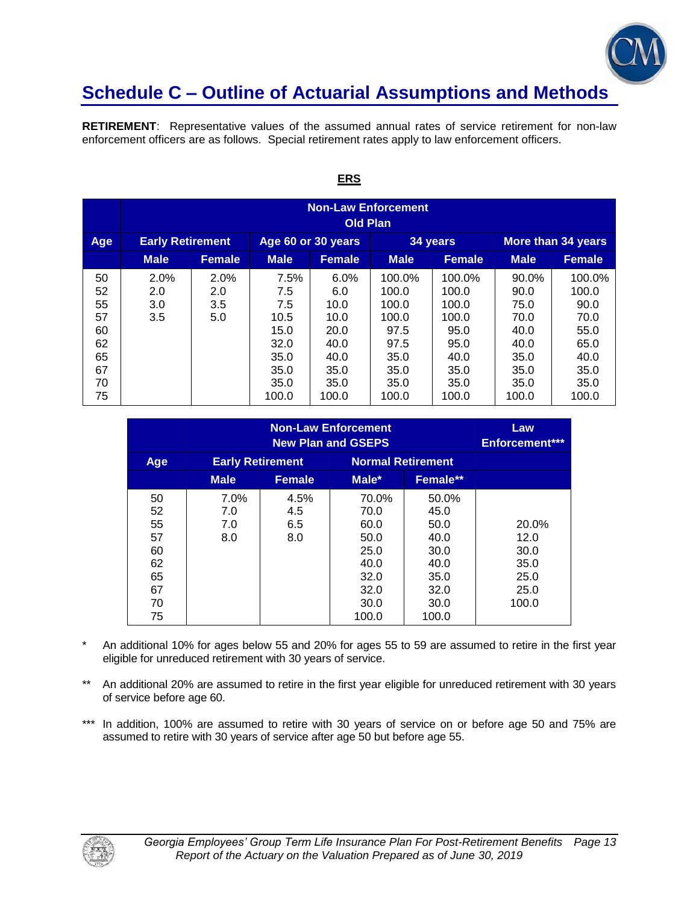# Schedule C – Outline of Actuarial Assumptions and Methods

**RETIREMENT**: Representative values of the assumed annual rates of service retirement for non-law enforcement officers are as follows. Special retirement rates apply to law enforcement officers.

**ERS**

| | Non-Law Enforcement Old Plan | | | | | | | |
|---|---|---|---|---|---|---|---|---|
| **Age** | **Early Retirement** | | **Age 60 or 30 years** | | **34 years** | | **More than 34 years** | |
| | **Male** | **Female** | **Male** | **Female** | **Male** | **Female** | **Male** | **Female** |
| 50 | 2.0% | 2.0% | 7.5% | 6.0% | 100.0% | 100.0% | 90.0% | 100.0% |
| 52 | 2.0 | 2.0 | 7.5 | 6.0 | 100.0 | 100.0 | 90.0 | 100.0 |
| 55 | 3.0 | 3.5 | 7.5 | 10.0 | 100.0 | 100.0 | 75.0 | 90.0 |
| 57 | 3.5 | 5.0 | 10.5 | 10.0 | 100.0 | 100.0 | 70.0 | 70.0 |
| 60 | | | 15.0 | 20.0 | 97.5 | 95.0 | 40.0 | 55.0 |
| 62 | | | 32.0 | 40.0 | 97.5 | 95.0 | 40.0 | 65.0 |
| 65 | | | 35.0 | 40.0 | 35.0 | 40.0 | 35.0 | 40.0 |
| 67 | | | 35.0 | 35.0 | 35.0 | 35.0 | 35.0 | 35.0 |
| 70 | | | 35.0 | 35.0 | 35.0 | 35.0 | 35.0 | 35.0 |
| 75 | | | 100.0 | 100.0 | 100.0 | 100.0 | 100.0 | 100.0 |

| | Non-Law Enforcement New Plan and GSEPS | | | | Law Enforcement*** |
|---|---|---|---|---|---|
| **Age** | **Early Retirement** | | **Normal Retirement** | | |
| | **Male** | **Female** | **Male*** | **Female**** | |
| 50 | 7.0% | 4.5% | 70.0% | 50.0% | |
| 52 | 7.0 | 4.5 | 70.0 | 45.0 | |
| 55 | 7.0 | 6.5 | 60.0 | 50.0 | 20.0% |
| 57 | 8.0 | 8.0 | 50.0 | 40.0 | 12.0 |
| 60 | | | 25.0 | 30.0 | 30.0 |
| 62 | | | 40.0 | 40.0 | 35.0 |
| 65 | | | 32.0 | 35.0 | 25.0 |
| 67 | | | 32.0 | 32.0 | 25.0 |
| 70 | | | 30.0 | 30.0 | 100.0 |
| 75 | | | 100.0 | 100.0 | |

\* An additional 10% for ages below 55 and 20% for ages 55 to 59 are assumed to retire in the first year eligible for unreduced retirement with 30 years of service.

\*\* An additional 20% are assumed to retire in the first year eligible for unreduced retirement with 30 years of service before age 60.

\*\*\* In addition, 100% are assumed to retire with 30 years of service on or before age 50 and 75% are assumed to retire with 30 years of service after age 50 but before age 55.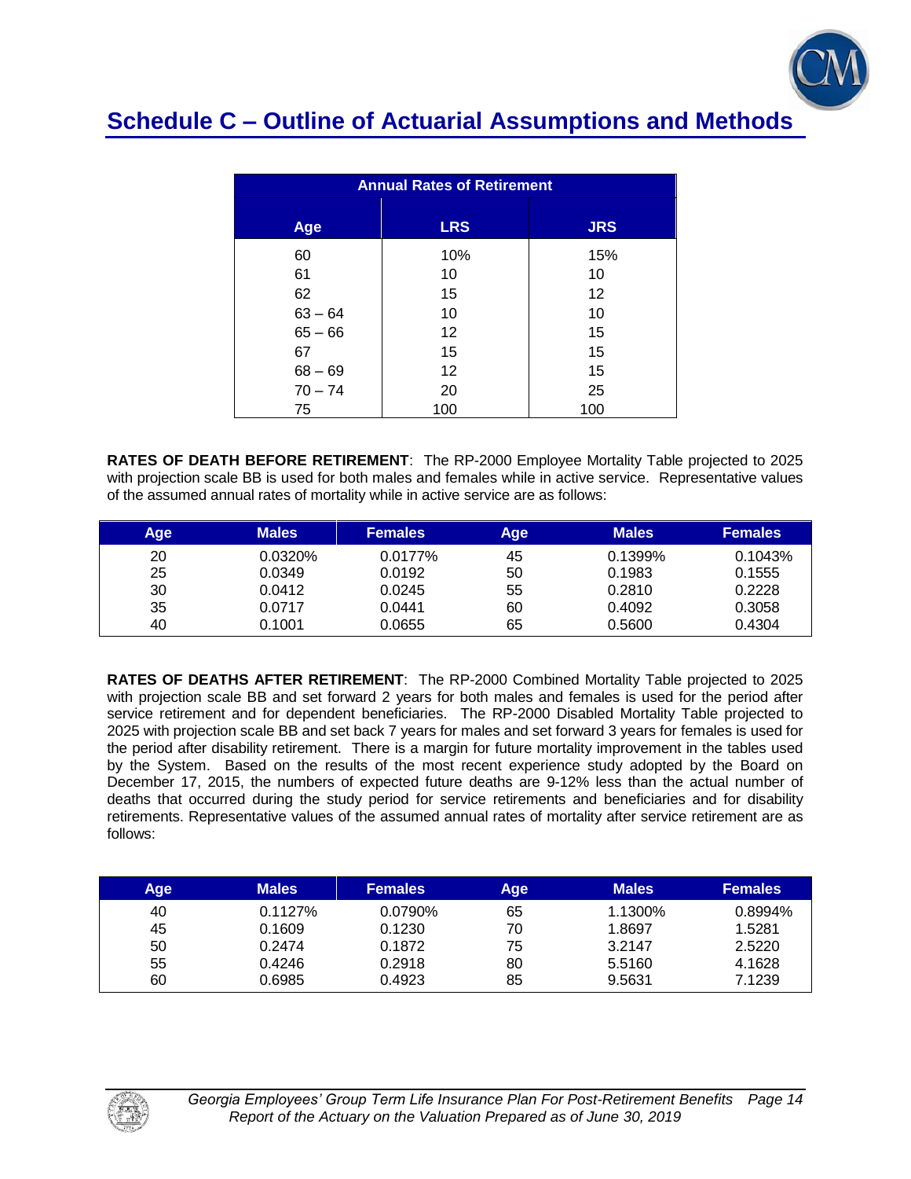# Schedule C – Outline of Actuarial Assumptions and Methods

| Annual Rates of Retirement | | |
|---|---|---|
| **Age** | **LRS** | **JRS** |
| 60 | 10% | 15% |
| 61 | 10 | 10 |
| 62 | 15 | 12 |
| 63 – 64 | 10 | 10 |
| 65 – 66 | 12 | 15 |
| 67 | 15 | 15 |
| 68 – 69 | 12 | 15 |
| 70 – 74 | 20 | 25 |
| 75 | 100 | 100 |

**RATES OF DEATH BEFORE RETIREMENT**: The RP-2000 Employee Mortality Table projected to 2025 with projection scale BB is used for both males and females while in active service. Representative values of the assumed annual rates of mortality while in active service are as follows:

| Age | Males | Females | Age | Males | Females |
|---|---|---|---|---|---|
| 20 | 0.0320% | 0.0177% | 45 | 0.1399% | 0.1043% |
| 25 | 0.0349 | 0.0192 | 50 | 0.1983 | 0.1555 |
| 30 | 0.0412 | 0.0245 | 55 | 0.2810 | 0.2228 |
| 35 | 0.0717 | 0.0441 | 60 | 0.4092 | 0.3058 |
| 40 | 0.1001 | 0.0655 | 65 | 0.5600 | 0.4304 |

**RATES OF DEATHS AFTER RETIREMENT**: The RP-2000 Combined Mortality Table projected to 2025 with projection scale BB and set forward 2 years for both males and females is used for the period after service retirement and for dependent beneficiaries. The RP-2000 Disabled Mortality Table projected to 2025 with projection scale BB and set back 7 years for males and set forward 3 years for females is used for the period after disability retirement. There is a margin for future mortality improvement in the tables used by the System. Based on the results of the most recent experience study adopted by the Board on December 17, 2015, the numbers of expected future deaths are 9-12% less than the actual number of deaths that occurred during the study period for service retirements and beneficiaries and for disability retirements. Representative values of the assumed annual rates of mortality after service retirement are as follows:

| Age | Males | Females | Age | Males | Females |
|---|---|---|---|---|---|
| 40 | 0.1127% | 0.0790% | 65 | 1.1300% | 0.8994% |
| 45 | 0.1609 | 0.1230 | 70 | 1.8697 | 1.5281 |
| 50 | 0.2474 | 0.1872 | 75 | 3.2147 | 2.5220 |
| 55 | 0.4246 | 0.2918 | 80 | 5.5160 | 4.1628 |
| 60 | 0.6985 | 0.4923 | 85 | 9.5631 | 7.1239 |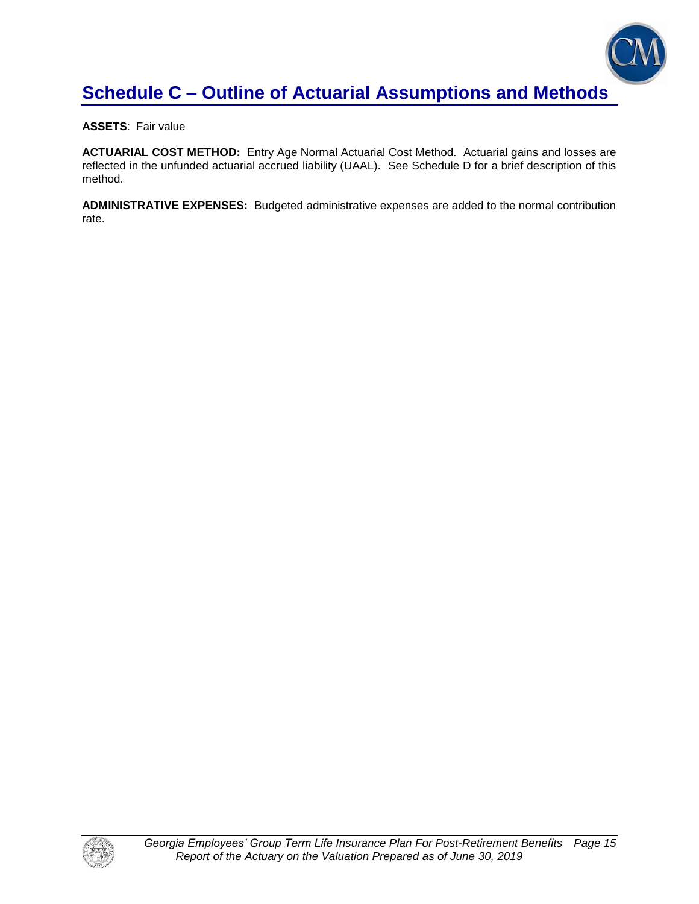# Schedule C – Outline of Actuarial Assumptions and Methods

**ASSETS**: Fair value

**ACTUARIAL COST METHOD:** Entry Age Normal Actuarial Cost Method. Actuarial gains and losses are reflected in the unfunded actuarial accrued liability (UAAL). See Schedule D for a brief description of this method.

**ADMINISTRATIVE EXPENSES:** Budgeted administrative expenses are added to the normal contribution rate.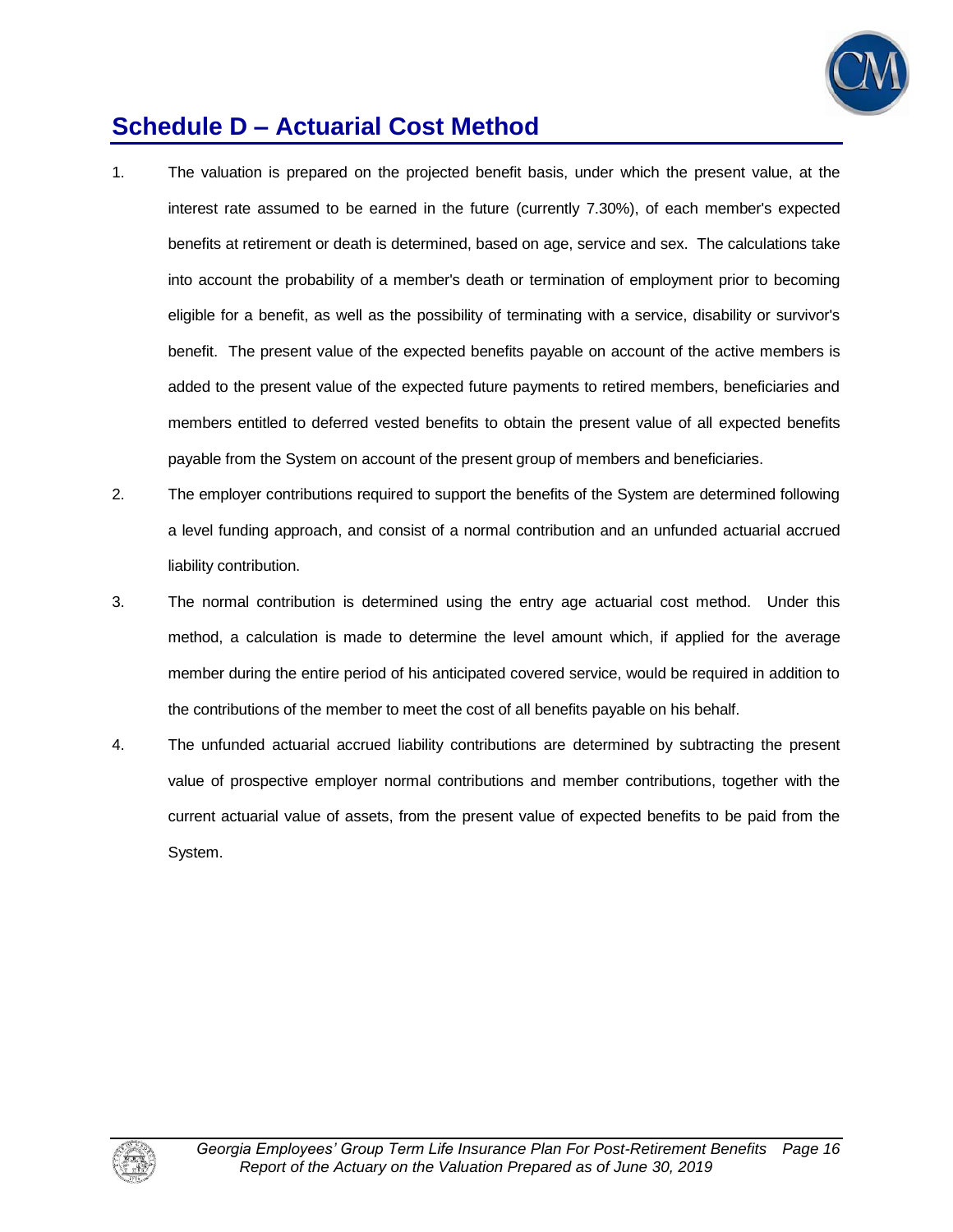## Schedule D – Actuarial Cost Method

1. The valuation is prepared on the projected benefit basis, under which the present value, at the interest rate assumed to be earned in the future (currently 7.30%), of each member's expected benefits at retirement or death is determined, based on age, service and sex. The calculations take into account the probability of a member's death or termination of employment prior to becoming eligible for a benefit, as well as the possibility of terminating with a service, disability or survivor's benefit. The present value of the expected benefits payable on account of the active members is added to the present value of the expected future payments to retired members, beneficiaries and members entitled to deferred vested benefits to obtain the present value of all expected benefits payable from the System on account of the present group of members and beneficiaries.

2. The employer contributions required to support the benefits of the System are determined following a level funding approach, and consist of a normal contribution and an unfunded actuarial accrued liability contribution.

3. The normal contribution is determined using the entry age actuarial cost method. Under this method, a calculation is made to determine the level amount which, if applied for the average member during the entire period of his anticipated covered service, would be required in addition to the contributions of the member to meet the cost of all benefits payable on his behalf.

4. The unfunded actuarial accrued liability contributions are determined by subtracting the present value of prospective employer normal contributions and member contributions, together with the current actuarial value of assets, from the present value of expected benefits to be paid from the System.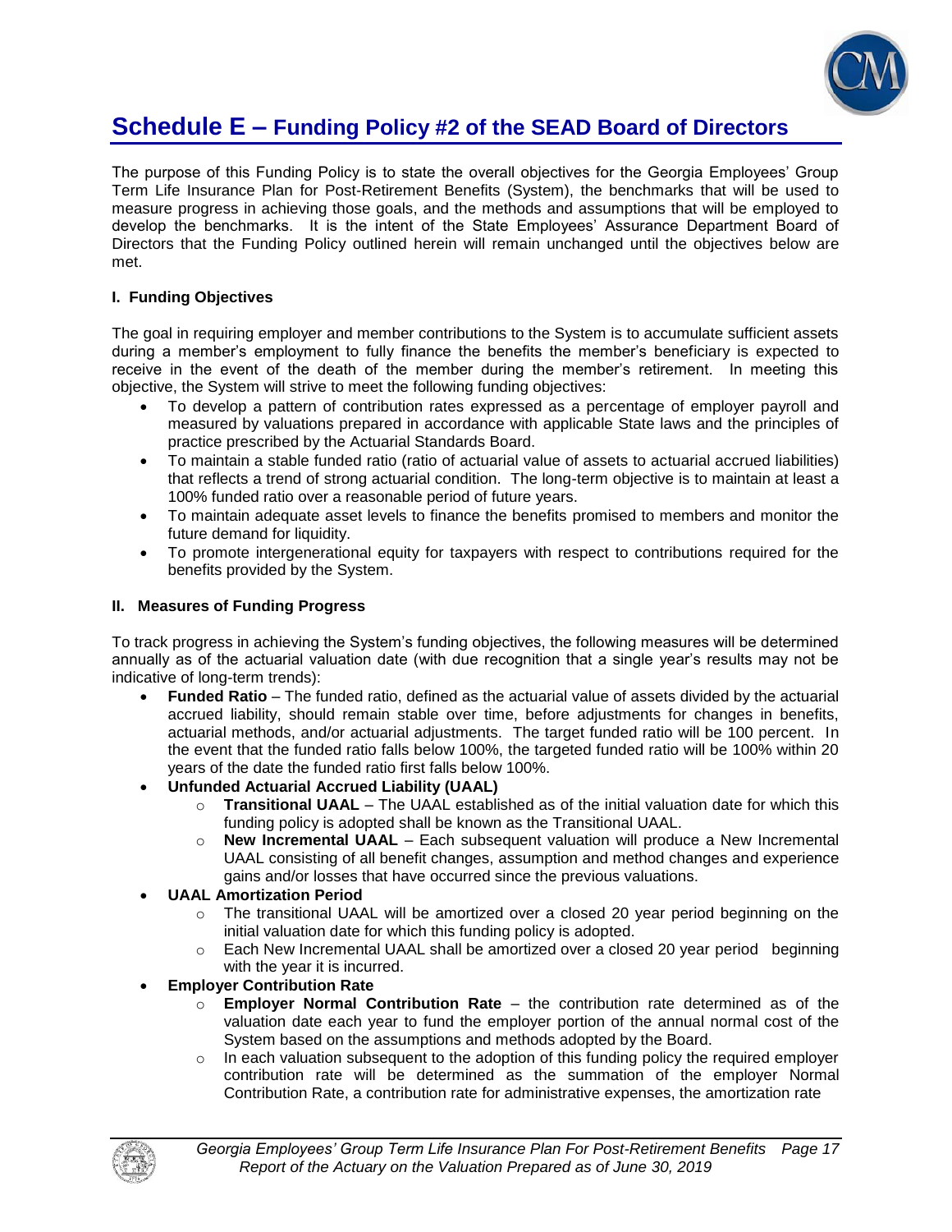# Schedule E – Funding Policy #2 of the SEAD Board of Directors

The purpose of this Funding Policy is to state the overall objectives for the Georgia Employees' Group Term Life Insurance Plan for Post-Retirement Benefits (System), the benchmarks that will be used to measure progress in achieving those goals, and the methods and assumptions that will be employed to develop the benchmarks. It is the intent of the State Employees' Assurance Department Board of Directors that the Funding Policy outlined herein will remain unchanged until the objectives below are met.

**I. Funding Objectives**

The goal in requiring employer and member contributions to the System is to accumulate sufficient assets during a member's employment to fully finance the benefits the member's beneficiary is expected to receive in the event of the death of the member during the member's retirement. In meeting this objective, the System will strive to meet the following funding objectives:

- To develop a pattern of contribution rates expressed as a percentage of employer payroll and measured by valuations prepared in accordance with applicable State laws and the principles of practice prescribed by the Actuarial Standards Board.
- To maintain a stable funded ratio (ratio of actuarial value of assets to actuarial accrued liabilities) that reflects a trend of strong actuarial condition. The long-term objective is to maintain at least a 100% funded ratio over a reasonable period of future years.
- To maintain adequate asset levels to finance the benefits promised to members and monitor the future demand for liquidity.
- To promote intergenerational equity for taxpayers with respect to contributions required for the benefits provided by the System.

**II. Measures of Funding Progress**

To track progress in achieving the System's funding objectives, the following measures will be determined annually as of the actuarial valuation date (with due recognition that a single year's results may not be indicative of long-term trends):

- **Funded Ratio** – The funded ratio, defined as the actuarial value of assets divided by the actuarial accrued liability, should remain stable over time, before adjustments for changes in benefits, actuarial methods, and/or actuarial adjustments. The target funded ratio will be 100 percent. In the event that the funded ratio falls below 100%, the targeted funded ratio will be 100% within 20 years of the date the funded ratio first falls below 100%.
- **Unfunded Actuarial Accrued Liability (UAAL)**
  - **Transitional UAAL** – The UAAL established as of the initial valuation date for which this funding policy is adopted shall be known as the Transitional UAAL.
  - **New Incremental UAAL** – Each subsequent valuation will produce a New Incremental UAAL consisting of all benefit changes, assumption and method changes and experience gains and/or losses that have occurred since the previous valuations.
- **UAAL Amortization Period**
  - The transitional UAAL will be amortized over a closed 20 year period beginning on the initial valuation date for which this funding policy is adopted.
  - Each New Incremental UAAL shall be amortized over a closed 20 year period beginning with the year it is incurred.
- **Employer Contribution Rate**
  - **Employer Normal Contribution Rate** – the contribution rate determined as of the valuation date each year to fund the employer portion of the annual normal cost of the System based on the assumptions and methods adopted by the Board.
  - In each valuation subsequent to the adoption of this funding policy the required employer contribution rate will be determined as the summation of the employer Normal Contribution Rate, a contribution rate for administrative expenses, the amortization rate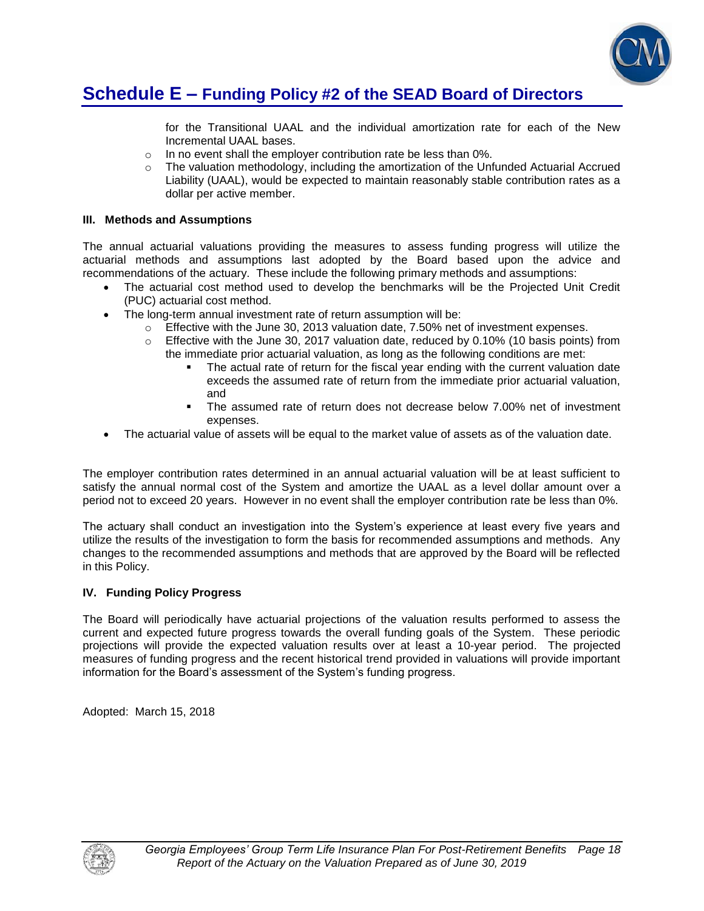## Schedule E – Funding Policy #2 of the SEAD Board of Directors

for the Transitional UAAL and the individual amortization rate for each of the New Incremental UAAL bases.

- In no event shall the employer contribution rate be less than 0%.
- The valuation methodology, including the amortization of the Unfunded Actuarial Accrued Liability (UAAL), would be expected to maintain reasonably stable contribution rates as a dollar per active member.

**III. Methods and Assumptions**

The annual actuarial valuations providing the measures to assess funding progress will utilize the actuarial methods and assumptions last adopted by the Board based upon the advice and recommendations of the actuary. These include the following primary methods and assumptions:

- The actuarial cost method used to develop the benchmarks will be the Projected Unit Credit (PUC) actuarial cost method.
- The long-term annual investment rate of return assumption will be:
  - Effective with the June 30, 2013 valuation date, 7.50% net of investment expenses.
  - Effective with the June 30, 2017 valuation date, reduced by 0.10% (10 basis points) from the immediate prior actuarial valuation, as long as the following conditions are met:
    - The actual rate of return for the fiscal year ending with the current valuation date exceeds the assumed rate of return from the immediate prior actuarial valuation, and
    - The assumed rate of return does not decrease below 7.00% net of investment expenses.
- The actuarial value of assets will be equal to the market value of assets as of the valuation date.

The employer contribution rates determined in an annual actuarial valuation will be at least sufficient to satisfy the annual normal cost of the System and amortize the UAAL as a level dollar amount over a period not to exceed 20 years. However in no event shall the employer contribution rate be less than 0%.

The actuary shall conduct an investigation into the System's experience at least every five years and utilize the results of the investigation to form the basis for recommended assumptions and methods. Any changes to the recommended assumptions and methods that are approved by the Board will be reflected in this Policy.

**IV. Funding Policy Progress**

The Board will periodically have actuarial projections of the valuation results performed to assess the current and expected future progress towards the overall funding goals of the System. These periodic projections will provide the expected valuation results over at least a 10-year period. The projected measures of funding progress and the recent historical trend provided in valuations will provide important information for the Board's assessment of the System's funding progress.

Adopted: March 15, 2018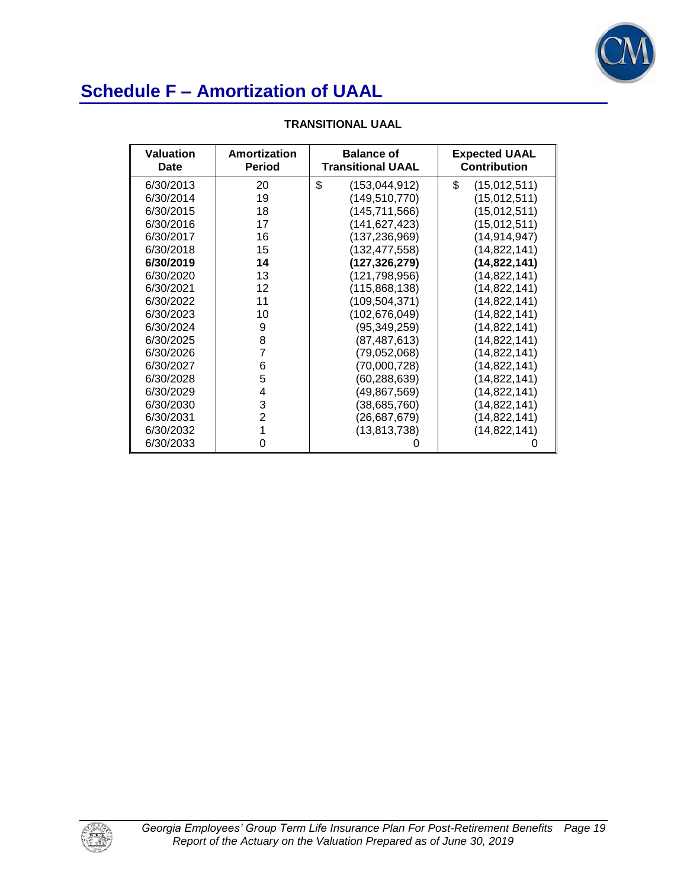# Schedule F – Amortization of UAAL

**TRANSITIONAL UAAL**

| Valuation Date | Amortization Period | Balance of Transitional UAAL | Expected UAAL Contribution |
|---|---|---|---|
| 6/30/2013 | 20 | $ (153,044,912) | $ (15,012,511) |
| 6/30/2014 | 19 | (149,510,770) | (15,012,511) |
| 6/30/2015 | 18 | (145,711,566) | (15,012,511) |
| 6/30/2016 | 17 | (141,627,423) | (15,012,511) |
| 6/30/2017 | 16 | (137,236,969) | (14,914,947) |
| 6/30/2018 | 15 | (132,477,558) | (14,822,141) |
| **6/30/2019** | **14** | **(127,326,279)** | **(14,822,141)** |
| 6/30/2020 | 13 | (121,798,956) | (14,822,141) |
| 6/30/2021 | 12 | (115,868,138) | (14,822,141) |
| 6/30/2022 | 11 | (109,504,371) | (14,822,141) |
| 6/30/2023 | 10 | (102,676,049) | (14,822,141) |
| 6/30/2024 | 9 | (95,349,259) | (14,822,141) |
| 6/30/2025 | 8 | (87,487,613) | (14,822,141) |
| 6/30/2026 | 7 | (79,052,068) | (14,822,141) |
| 6/30/2027 | 6 | (70,000,728) | (14,822,141) |
| 6/30/2028 | 5 | (60,288,639) | (14,822,141) |
| 6/30/2029 | 4 | (49,867,569) | (14,822,141) |
| 6/30/2030 | 3 | (38,685,760) | (14,822,141) |
| 6/30/2031 | 2 | (26,687,679) | (14,822,141) |
| 6/30/2032 | 1 | (13,813,738) | (14,822,141) |
| 6/30/2033 | 0 | 0 | 0 |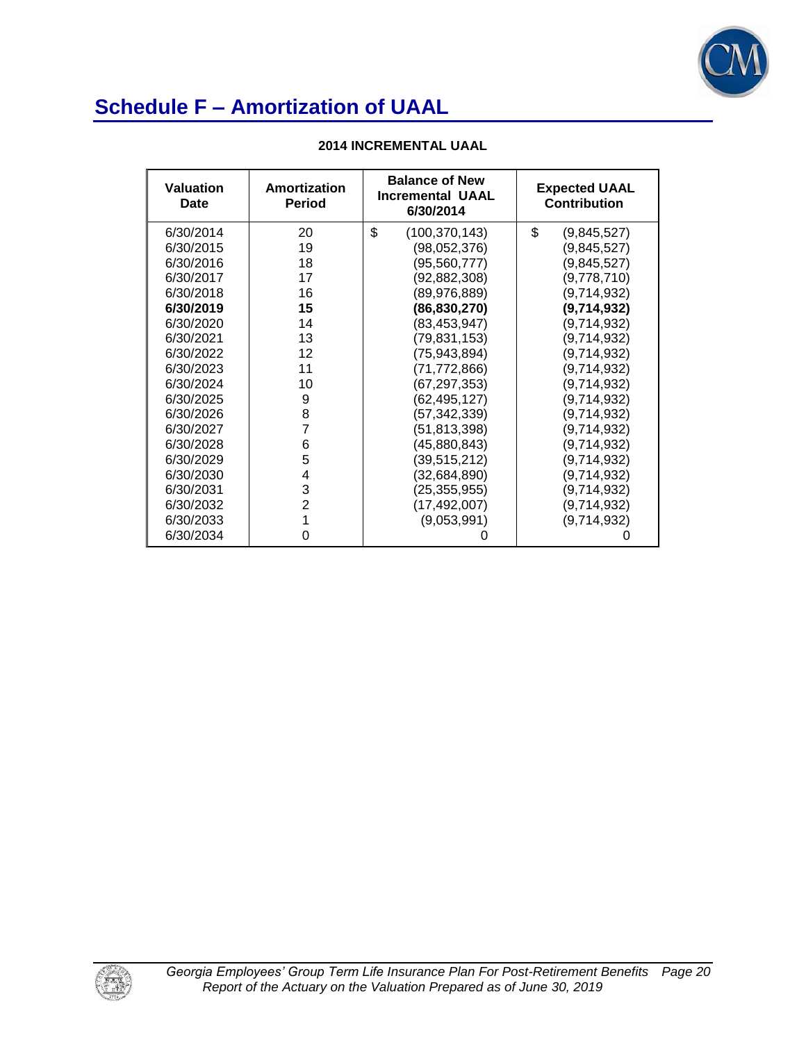# Schedule F – Amortization of UAAL

**2014 INCREMENTAL UAAL**

| Valuation Date | Amortization Period | Balance of New Incremental UAAL 6/30/2014 | Expected UAAL Contribution |
|---|---|---|---|
| 6/30/2014 | 20 | $ (100,370,143) | $ (9,845,527) |
| 6/30/2015 | 19 | (98,052,376) | (9,845,527) |
| 6/30/2016 | 18 | (95,560,777) | (9,845,527) |
| 6/30/2017 | 17 | (92,882,308) | (9,778,710) |
| 6/30/2018 | 16 | (89,976,889) | (9,714,932) |
| **6/30/2019** | **15** | **(86,830,270)** | **(9,714,932)** |
| 6/30/2020 | 14 | (83,453,947) | (9,714,932) |
| 6/30/2021 | 13 | (79,831,153) | (9,714,932) |
| 6/30/2022 | 12 | (75,943,894) | (9,714,932) |
| 6/30/2023 | 11 | (71,772,866) | (9,714,932) |
| 6/30/2024 | 10 | (67,297,353) | (9,714,932) |
| 6/30/2025 | 9 | (62,495,127) | (9,714,932) |
| 6/30/2026 | 8 | (57,342,339) | (9,714,932) |
| 6/30/2027 | 7 | (51,813,398) | (9,714,932) |
| 6/30/2028 | 6 | (45,880,843) | (9,714,932) |
| 6/30/2029 | 5 | (39,515,212) | (9,714,932) |
| 6/30/2030 | 4 | (32,684,890) | (9,714,932) |
| 6/30/2031 | 3 | (25,355,955) | (9,714,932) |
| 6/30/2032 | 2 | (17,492,007) | (9,714,932) |
| 6/30/2033 | 1 | (9,053,991) | (9,714,932) |
| 6/30/2034 | 0 | 0 | 0 |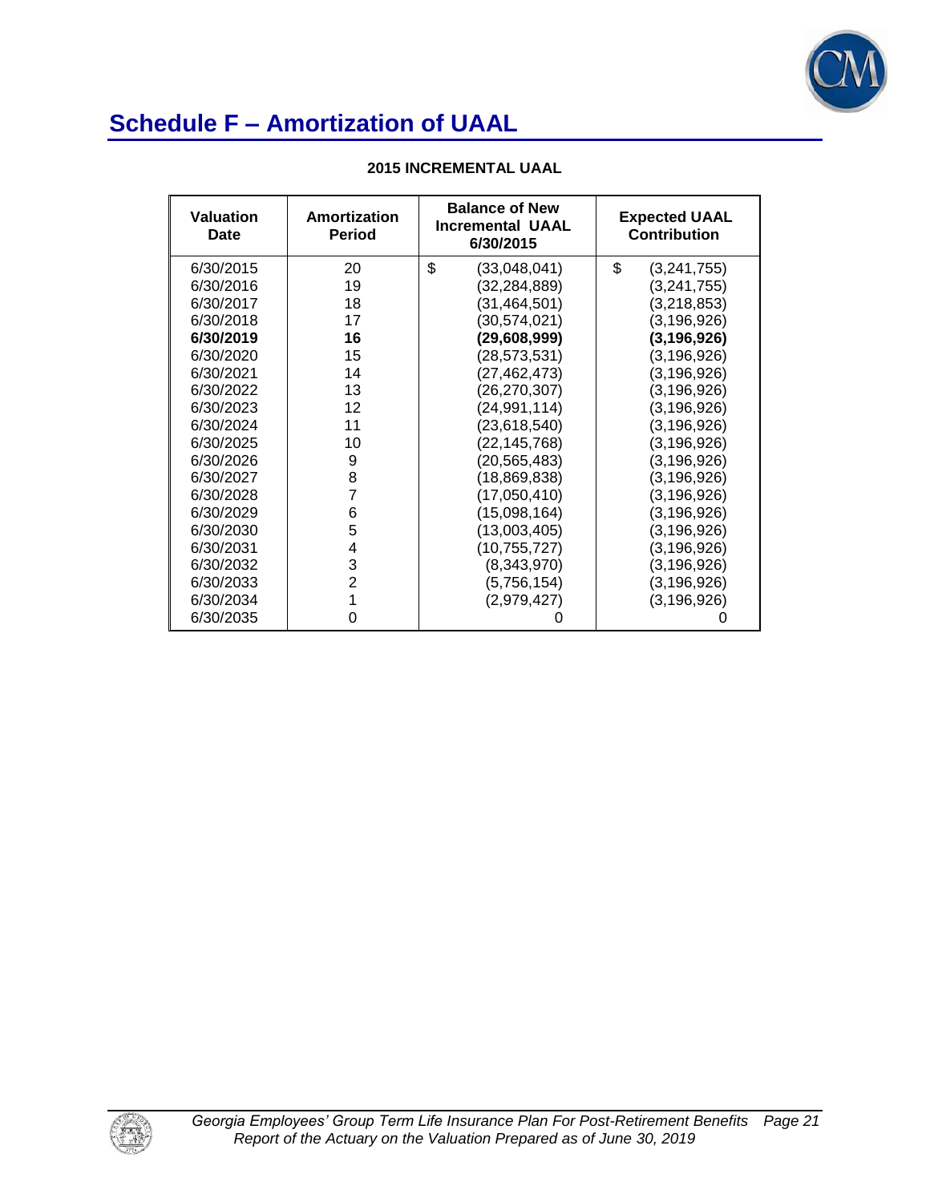# Schedule F – Amortization of UAAL

### 2015 INCREMENTAL UAAL

| Valuation Date | Amortization Period | Balance of New Incremental UAAL 6/30/2015 | Expected UAAL Contribution |
|---|---|---|---|
| 6/30/2015 | 20 | $ (33,048,041) | $ (3,241,755) |
| 6/30/2016 | 19 | (32,284,889) | (3,241,755) |
| 6/30/2017 | 18 | (31,464,501) | (3,218,853) |
| 6/30/2018 | 17 | (30,574,021) | (3,196,926) |
| **6/30/2019** | **16** | **(29,608,999)** | **(3,196,926)** |
| 6/30/2020 | 15 | (28,573,531) | (3,196,926) |
| 6/30/2021 | 14 | (27,462,473) | (3,196,926) |
| 6/30/2022 | 13 | (26,270,307) | (3,196,926) |
| 6/30/2023 | 12 | (24,991,114) | (3,196,926) |
| 6/30/2024 | 11 | (23,618,540) | (3,196,926) |
| 6/30/2025 | 10 | (22,145,768) | (3,196,926) |
| 6/30/2026 | 9 | (20,565,483) | (3,196,926) |
| 6/30/2027 | 8 | (18,869,838) | (3,196,926) |
| 6/30/2028 | 7 | (17,050,410) | (3,196,926) |
| 6/30/2029 | 6 | (15,098,164) | (3,196,926) |
| 6/30/2030 | 5 | (13,003,405) | (3,196,926) |
| 6/30/2031 | 4 | (10,755,727) | (3,196,926) |
| 6/30/2032 | 3 | (8,343,970) | (3,196,926) |
| 6/30/2033 | 2 | (5,756,154) | (3,196,926) |
| 6/30/2034 | 1 | (2,979,427) | (3,196,926) |
| 6/30/2035 | 0 | 0 | 0 |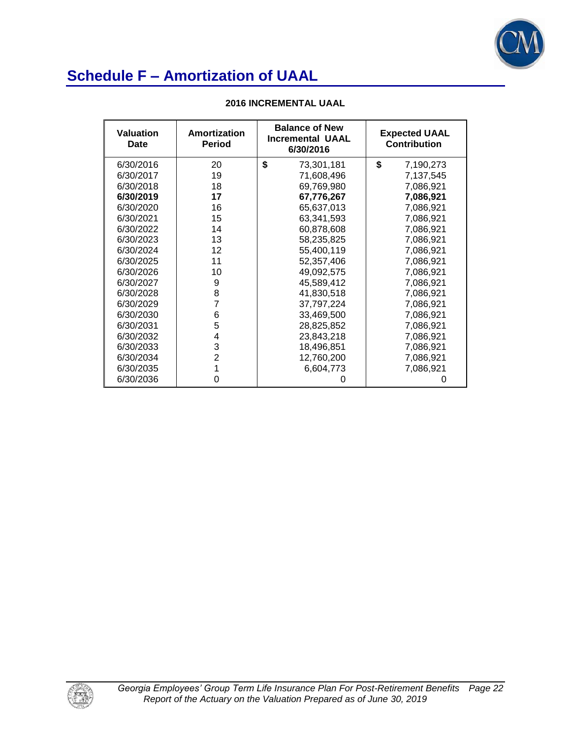# Schedule F – Amortization of UAAL

**2016 INCREMENTAL UAAL**

| Valuation Date | Amortization Period | Balance of New Incremental UAAL 6/30/2016 | Expected UAAL Contribution |
|---|---|---|---|
| 6/30/2016 | 20 | $ 73,301,181 | $ 7,190,273 |
| 6/30/2017 | 19 | 71,608,496 | 7,137,545 |
| 6/30/2018 | 18 | 69,769,980 | 7,086,921 |
| **6/30/2019** | **17** | **67,776,267** | **7,086,921** |
| 6/30/2020 | 16 | 65,637,013 | 7,086,921 |
| 6/30/2021 | 15 | 63,341,593 | 7,086,921 |
| 6/30/2022 | 14 | 60,878,608 | 7,086,921 |
| 6/30/2023 | 13 | 58,235,825 | 7,086,921 |
| 6/30/2024 | 12 | 55,400,119 | 7,086,921 |
| 6/30/2025 | 11 | 52,357,406 | 7,086,921 |
| 6/30/2026 | 10 | 49,092,575 | 7,086,921 |
| 6/30/2027 | 9 | 45,589,412 | 7,086,921 |
| 6/30/2028 | 8 | 41,830,518 | 7,086,921 |
| 6/30/2029 | 7 | 37,797,224 | 7,086,921 |
| 6/30/2030 | 6 | 33,469,500 | 7,086,921 |
| 6/30/2031 | 5 | 28,825,852 | 7,086,921 |
| 6/30/2032 | 4 | 23,843,218 | 7,086,921 |
| 6/30/2033 | 3 | 18,496,851 | 7,086,921 |
| 6/30/2034 | 2 | 12,760,200 | 7,086,921 |
| 6/30/2035 | 1 | 6,604,773 | 7,086,921 |
| 6/30/2036 | 0 | 0 | 0 |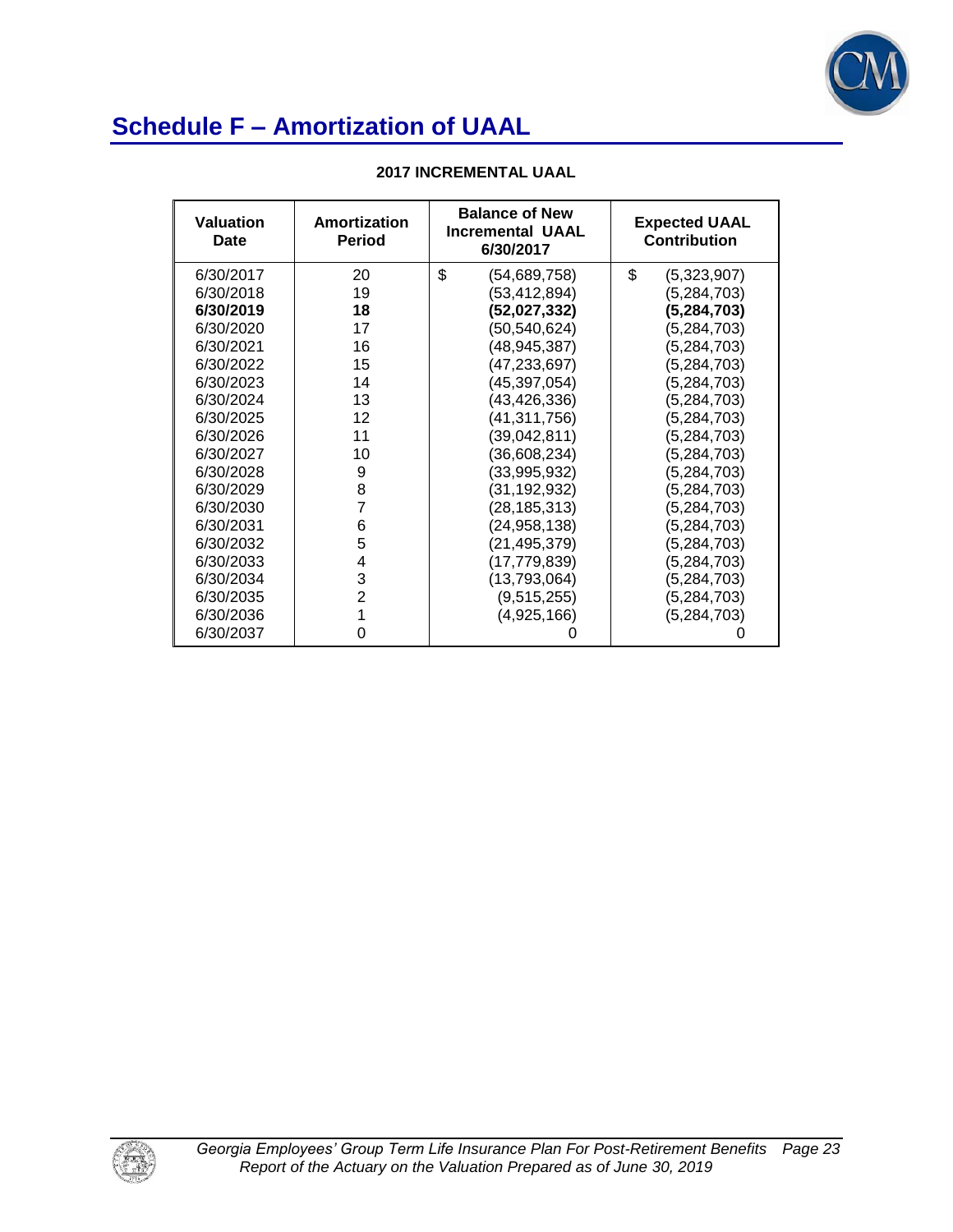# Schedule F – Amortization of UAAL

**2017 INCREMENTAL UAAL**

| Valuation Date | Amortization Period | Balance of New Incremental UAAL 6/30/2017 | Expected UAAL Contribution |
|---|---|---|---|
| 6/30/2017 | 20 | $ (54,689,758) | $ (5,323,907) |
| 6/30/2018 | 19 | (53,412,894) | (5,284,703) |
| **6/30/2019** | **18** | **(52,027,332)** | **(5,284,703)** |
| 6/30/2020 | 17 | (50,540,624) | (5,284,703) |
| 6/30/2021 | 16 | (48,945,387) | (5,284,703) |
| 6/30/2022 | 15 | (47,233,697) | (5,284,703) |
| 6/30/2023 | 14 | (45,397,054) | (5,284,703) |
| 6/30/2024 | 13 | (43,426,336) | (5,284,703) |
| 6/30/2025 | 12 | (41,311,756) | (5,284,703) |
| 6/30/2026 | 11 | (39,042,811) | (5,284,703) |
| 6/30/2027 | 10 | (36,608,234) | (5,284,703) |
| 6/30/2028 | 9 | (33,995,932) | (5,284,703) |
| 6/30/2029 | 8 | (31,192,932) | (5,284,703) |
| 6/30/2030 | 7 | (28,185,313) | (5,284,703) |
| 6/30/2031 | 6 | (24,958,138) | (5,284,703) |
| 6/30/2032 | 5 | (21,495,379) | (5,284,703) |
| 6/30/2033 | 4 | (17,779,839) | (5,284,703) |
| 6/30/2034 | 3 | (13,793,064) | (5,284,703) |
| 6/30/2035 | 2 | (9,515,255) | (5,284,703) |
| 6/30/2036 | 1 | (4,925,166) | (5,284,703) |
| 6/30/2037 | 0 | 0 | 0 |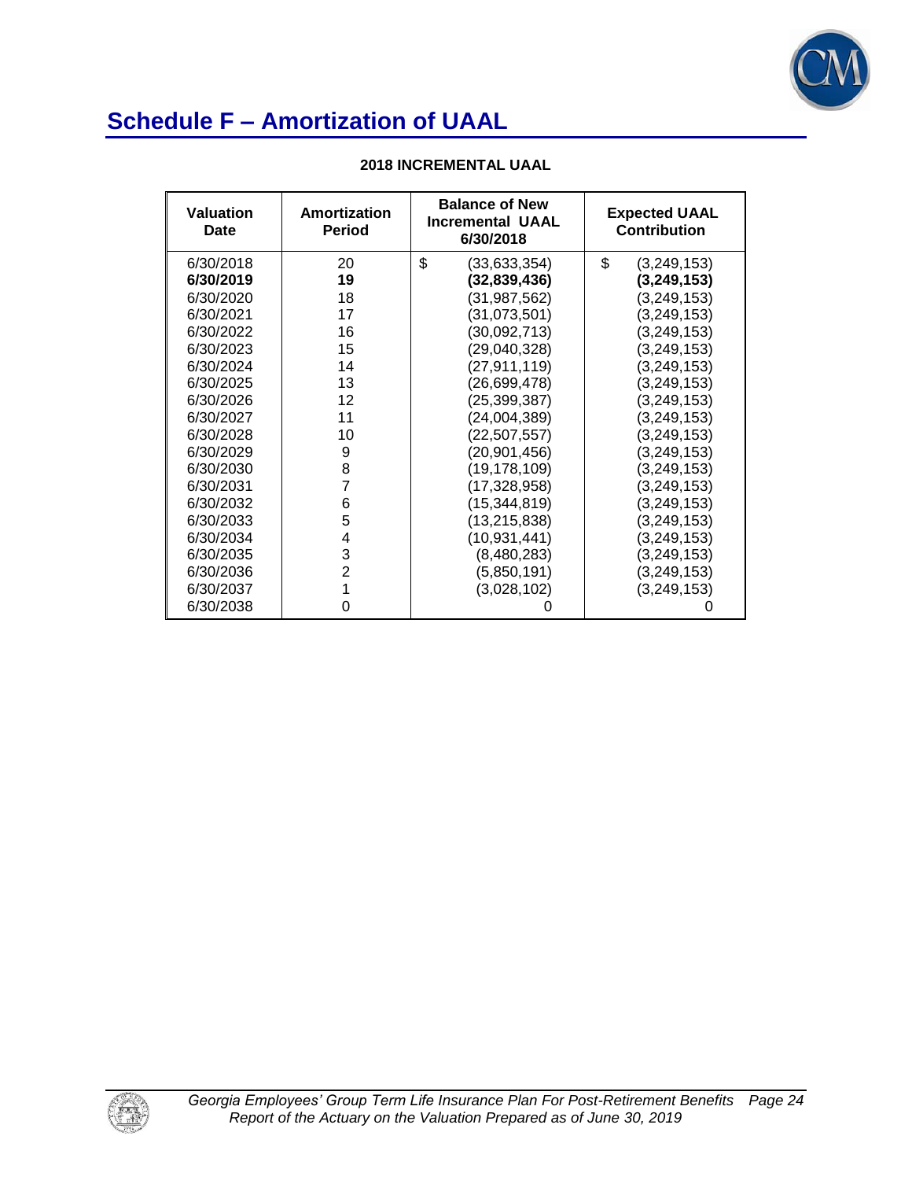## Schedule F – Amortization of UAAL

**2018 INCREMENTAL UAAL**

| Valuation Date | Amortization Period | Balance of New Incremental UAAL 6/30/2018 | Expected UAAL Contribution |
|---|---|---|---|
| 6/30/2018 | 20 | $ (33,633,354) | $ (3,249,153) |
| **6/30/2019** | **19** | **(32,839,436)** | **(3,249,153)** |
| 6/30/2020 | 18 | (31,987,562) | (3,249,153) |
| 6/30/2021 | 17 | (31,073,501) | (3,249,153) |
| 6/30/2022 | 16 | (30,092,713) | (3,249,153) |
| 6/30/2023 | 15 | (29,040,328) | (3,249,153) |
| 6/30/2024 | 14 | (27,911,119) | (3,249,153) |
| 6/30/2025 | 13 | (26,699,478) | (3,249,153) |
| 6/30/2026 | 12 | (25,399,387) | (3,249,153) |
| 6/30/2027 | 11 | (24,004,389) | (3,249,153) |
| 6/30/2028 | 10 | (22,507,557) | (3,249,153) |
| 6/30/2029 | 9 | (20,901,456) | (3,249,153) |
| 6/30/2030 | 8 | (19,178,109) | (3,249,153) |
| 6/30/2031 | 7 | (17,328,958) | (3,249,153) |
| 6/30/2032 | 6 | (15,344,819) | (3,249,153) |
| 6/30/2033 | 5 | (13,215,838) | (3,249,153) |
| 6/30/2034 | 4 | (10,931,441) | (3,249,153) |
| 6/30/2035 | 3 | (8,480,283) | (3,249,153) |
| 6/30/2036 | 2 | (5,850,191) | (3,249,153) |
| 6/30/2037 | 1 | (3,028,102) | (3,249,153) |
| 6/30/2038 | 0 | 0 | 0 |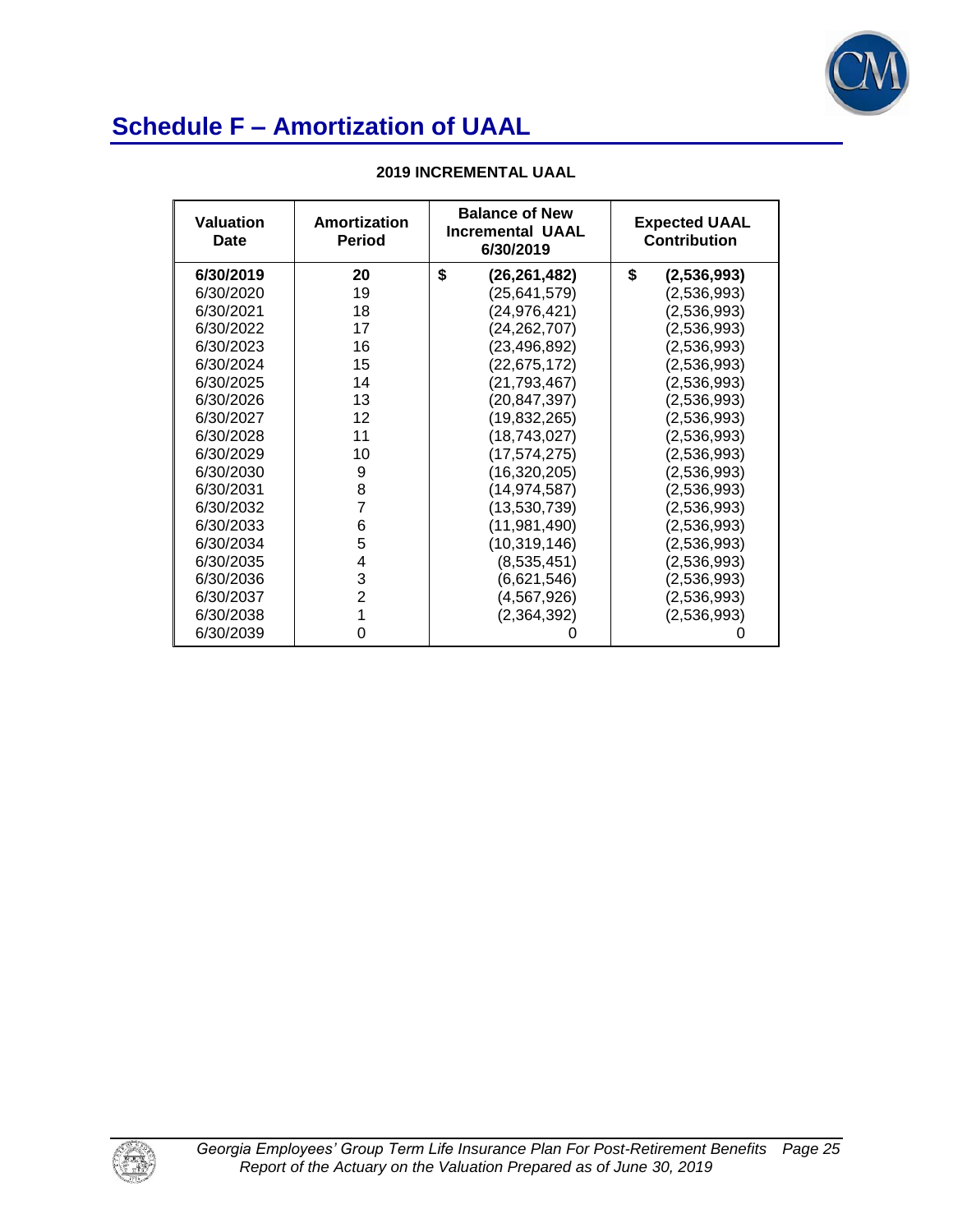# Schedule F – Amortization of UAAL

**2019 INCREMENTAL UAAL**

| Valuation Date | Amortization Period | Balance of New Incremental UAAL 6/30/2019 | Expected UAAL Contribution |
|---|---|---|---|
| **6/30/2019** | **20** | **$ (26,261,482)** | **$ (2,536,993)** |
| 6/30/2020 | 19 | (25,641,579) | (2,536,993) |
| 6/30/2021 | 18 | (24,976,421) | (2,536,993) |
| 6/30/2022 | 17 | (24,262,707) | (2,536,993) |
| 6/30/2023 | 16 | (23,496,892) | (2,536,993) |
| 6/30/2024 | 15 | (22,675,172) | (2,536,993) |
| 6/30/2025 | 14 | (21,793,467) | (2,536,993) |
| 6/30/2026 | 13 | (20,847,397) | (2,536,993) |
| 6/30/2027 | 12 | (19,832,265) | (2,536,993) |
| 6/30/2028 | 11 | (18,743,027) | (2,536,993) |
| 6/30/2029 | 10 | (17,574,275) | (2,536,993) |
| 6/30/2030 | 9 | (16,320,205) | (2,536,993) |
| 6/30/2031 | 8 | (14,974,587) | (2,536,993) |
| 6/30/2032 | 7 | (13,530,739) | (2,536,993) |
| 6/30/2033 | 6 | (11,981,490) | (2,536,993) |
| 6/30/2034 | 5 | (10,319,146) | (2,536,993) |
| 6/30/2035 | 4 | (8,535,451) | (2,536,993) |
| 6/30/2036 | 3 | (6,621,546) | (2,536,993) |
| 6/30/2037 | 2 | (4,567,926) | (2,536,993) |
| 6/30/2038 | 1 | (2,364,392) | (2,536,993) |
| 6/30/2039 | 0 | 0 | 0 |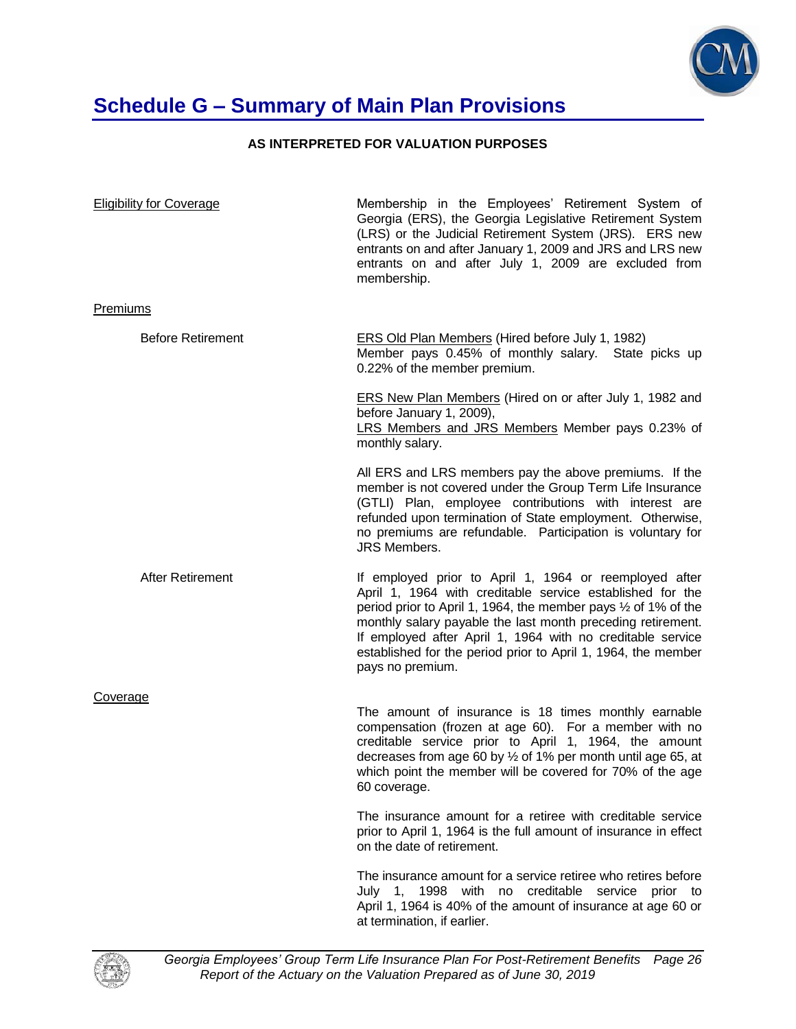# Schedule G – Summary of Main Plan Provisions

**AS INTERPRETED FOR VALUATION PURPOSES**

Eligibility for Coverage

Membership in the Employees' Retirement System of Georgia (ERS), the Georgia Legislative Retirement System (LRS) or the Judicial Retirement System (JRS). ERS new entrants on and after January 1, 2009 and JRS and LRS new entrants on and after July 1, 2009 are excluded from membership.

Premiums

Before Retirement

ERS Old Plan Members (Hired before July 1, 1982)
Member pays 0.45% of monthly salary. State picks up 0.22% of the member premium.

ERS New Plan Members (Hired on or after July 1, 1982 and before January 1, 2009),
LRS Members and JRS Members Member pays 0.23% of monthly salary.

All ERS and LRS members pay the above premiums. If the member is not covered under the Group Term Life Insurance (GTLI) Plan, employee contributions with interest are refunded upon termination of State employment. Otherwise, no premiums are refundable. Participation is voluntary for JRS Members.

After Retirement

If employed prior to April 1, 1964 or reemployed after April 1, 1964 with creditable service established for the period prior to April 1, 1964, the member pays ½ of 1% of the monthly salary payable the last month preceding retirement. If employed after April 1, 1964 with no creditable service established for the period prior to April 1, 1964, the member pays no premium.

Coverage

The amount of insurance is 18 times monthly earnable compensation (frozen at age 60). For a member with no creditable service prior to April 1, 1964, the amount decreases from age 60 by ½ of 1% per month until age 65, at which point the member will be covered for 70% of the age 60 coverage.

The insurance amount for a retiree with creditable service prior to April 1, 1964 is the full amount of insurance in effect on the date of retirement.

The insurance amount for a service retiree who retires before July 1, 1998 with no creditable service prior to April 1, 1964 is 40% of the amount of insurance at age 60 or at termination, if earlier.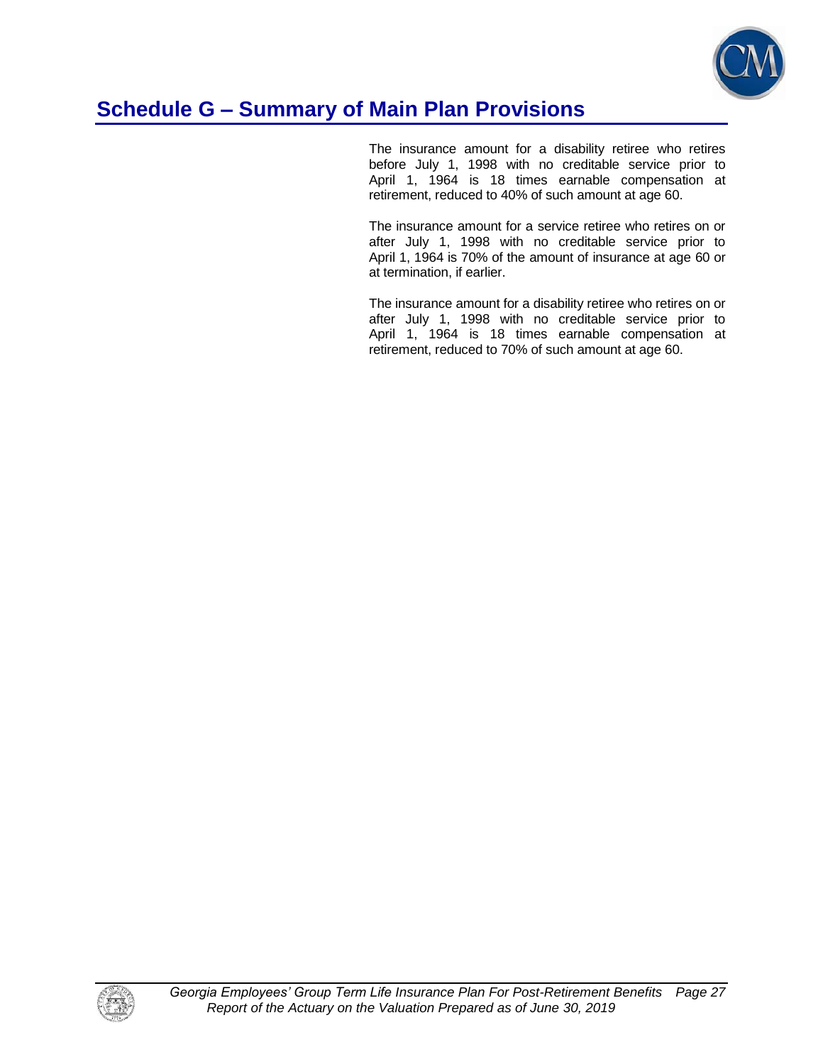## Schedule G – Summary of Main Plan Provisions

The insurance amount for a disability retiree who retires before July 1, 1998 with no creditable service prior to April 1, 1964 is 18 times earnable compensation at retirement, reduced to 40% of such amount at age 60.

The insurance amount for a service retiree who retires on or after July 1, 1998 with no creditable service prior to April 1, 1964 is 70% of the amount of insurance at age 60 or at termination, if earlier.

The insurance amount for a disability retiree who retires on or after July 1, 1998 with no creditable service prior to April 1, 1964 is 18 times earnable compensation at retirement, reduced to 70% of such amount at age 60.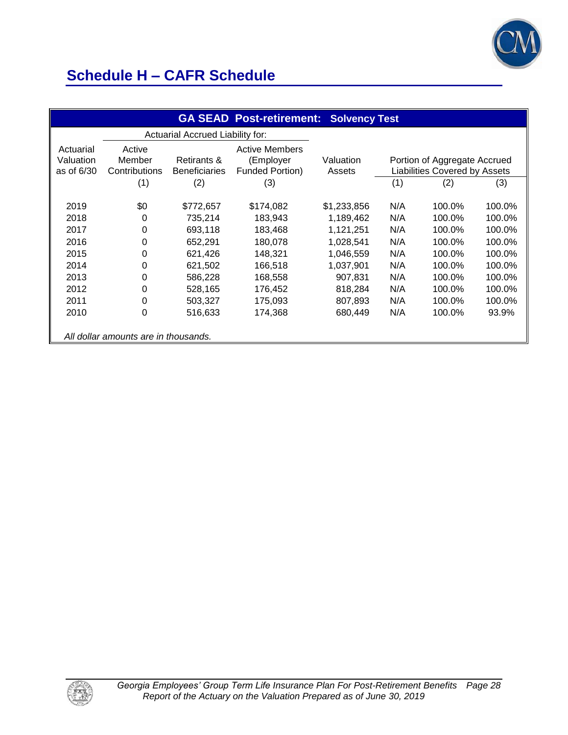# Schedule H – CAFR Schedule

| GA SEAD Post-retirement: Solvency Test | | | | | | | |
|---|---|---|---|---|---|---|---|
| | Actuarial Accrued Liability for: | | | | | | |
| Actuarial Valuation as of 6/30 | Active Member Contributions (1) | Retirants & Beneficiaries (2) | Active Members (Employer Funded Portion) (3) | Valuation Assets | Portion of Aggregate Accrued Liabilities Covered by Assets (1) | (2) | (3) |
| 2019 | $0 | $772,657 | $174,082 | $1,233,856 | N/A | 100.0% | 100.0% |
| 2018 | 0 | 735,214 | 183,943 | 1,189,462 | N/A | 100.0% | 100.0% |
| 2017 | 0 | 693,118 | 183,468 | 1,121,251 | N/A | 100.0% | 100.0% |
| 2016 | 0 | 652,291 | 180,078 | 1,028,541 | N/A | 100.0% | 100.0% |
| 2015 | 0 | 621,426 | 148,321 | 1,046,559 | N/A | 100.0% | 100.0% |
| 2014 | 0 | 621,502 | 166,518 | 1,037,901 | N/A | 100.0% | 100.0% |
| 2013 | 0 | 586,228 | 168,558 | 907,831 | N/A | 100.0% | 100.0% |
| 2012 | 0 | 528,165 | 176,452 | 818,284 | N/A | 100.0% | 100.0% |
| 2011 | 0 | 503,327 | 175,093 | 807,893 | N/A | 100.0% | 100.0% |
| 2010 | 0 | 516,633 | 174,368 | 680,449 | N/A | 100.0% | 93.9% |

*All dollar amounts are in thousands.*